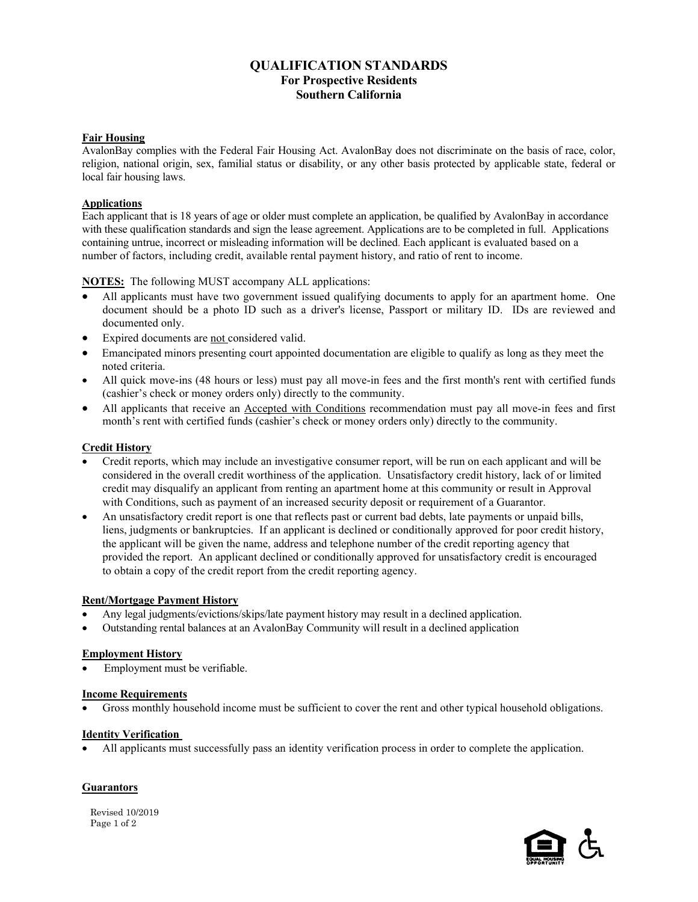# QUALIFICATION STANDARDS
## For Prospective Residents
## Southern California

**Fair Housing**

AvalonBay complies with the Federal Fair Housing Act. AvalonBay does not discriminate on the basis of race, color, religion, national origin, sex, familial status or disability, or any other basis protected by applicable state, federal or local fair housing laws.

**Applications**

Each applicant that is 18 years of age or older must complete an application, be qualified by AvalonBay in accordance with these qualification standards and sign the lease agreement. Applications are to be completed in full. Applications containing untrue, incorrect or misleading information will be declined. Each applicant is evaluated based on a number of factors, including credit, available rental payment history, and ratio of rent to income.

**NOTES:** The following MUST accompany ALL applications:

- All applicants must have two government issued qualifying documents to apply for an apartment home. One document should be a photo ID such as a driver's license, Passport or military ID. IDs are reviewed and documented only.
- Expired documents are not considered valid.
- Emancipated minors presenting court appointed documentation are eligible to qualify as long as they meet the noted criteria.
- All quick move-ins (48 hours or less) must pay all move-in fees and the first month's rent with certified funds (cashier's check or money orders only) directly to the community.
- All applicants that receive an Accepted with Conditions recommendation must pay all move-in fees and first month's rent with certified funds (cashier's check or money orders only) directly to the community.

**Credit History**

- Credit reports, which may include an investigative consumer report, will be run on each applicant and will be considered in the overall credit worthiness of the application. Unsatisfactory credit history, lack of or limited credit may disqualify an applicant from renting an apartment home at this community or result in Approval with Conditions, such as payment of an increased security deposit or requirement of a Guarantor.
- An unsatisfactory credit report is one that reflects past or current bad debts, late payments or unpaid bills, liens, judgments or bankruptcies. If an applicant is declined or conditionally approved for poor credit history, the applicant will be given the name, address and telephone number of the credit reporting agency that provided the report. An applicant declined or conditionally approved for unsatisfactory credit is encouraged to obtain a copy of the credit report from the credit reporting agency.

**Rent/Mortgage Payment History**

- Any legal judgments/evictions/skips/late payment history may result in a declined application.
- Outstanding rental balances at an AvalonBay Community will result in a declined application

**Employment History**

- Employment must be verifiable.

**Income Requirements**

- Gross monthly household income must be sufficient to cover the rent and other typical household obligations.

**Identity Verification**

- All applicants must successfully pass an identity verification process in order to complete the application.

**Guarantors**

Revised 10/2019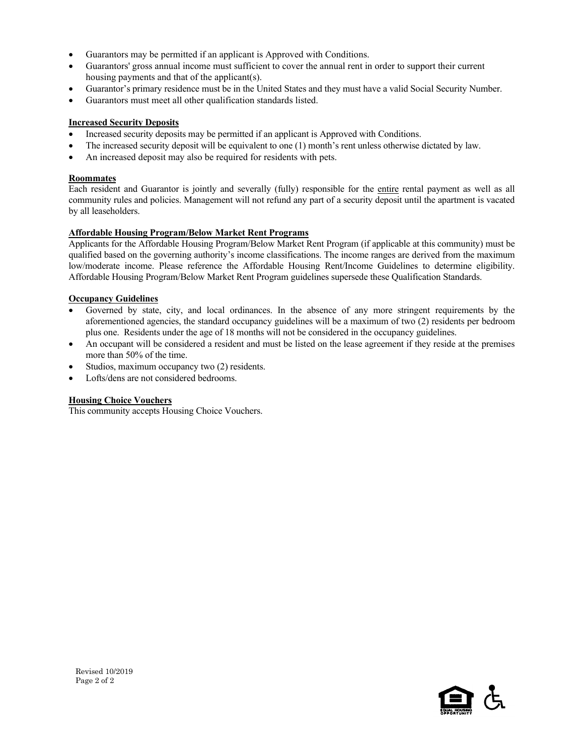- Guarantors may be permitted if an applicant is Approved with Conditions.
- Guarantors' gross annual income must sufficient to cover the annual rent in order to support their current housing payments and that of the applicant(s).
- Guarantor's primary residence must be in the United States and they must have a valid Social Security Number.
- Guarantors must meet all other qualification standards listed.

**Increased Security Deposits**

- Increased security deposits may be permitted if an applicant is Approved with Conditions.
- The increased security deposit will be equivalent to one (1) month's rent unless otherwise dictated by law.
- An increased deposit may also be required for residents with pets.

**Roommates**

Each resident and Guarantor is jointly and severally (fully) responsible for the entire rental payment as well as all community rules and policies. Management will not refund any part of a security deposit until the apartment is vacated by all leaseholders.

**Affordable Housing Program/Below Market Rent Programs**

Applicants for the Affordable Housing Program/Below Market Rent Program (if applicable at this community) must be qualified based on the governing authority's income classifications. The income ranges are derived from the maximum low/moderate income. Please reference the Affordable Housing Rent/Income Guidelines to determine eligibility. Affordable Housing Program/Below Market Rent Program guidelines supersede these Qualification Standards.

**Occupancy Guidelines**

- Governed by state, city, and local ordinances. In the absence of any more stringent requirements by the aforementioned agencies, the standard occupancy guidelines will be a maximum of two (2) residents per bedroom plus one. Residents under the age of 18 months will not be considered in the occupancy guidelines.
- An occupant will be considered a resident and must be listed on the lease agreement if they reside at the premises more than 50% of the time.
- Studios, maximum occupancy two (2) residents.
- Lofts/dens are not considered bedrooms.

**Housing Choice Vouchers**

This community accepts Housing Choice Vouchers.

Revised 10/2019